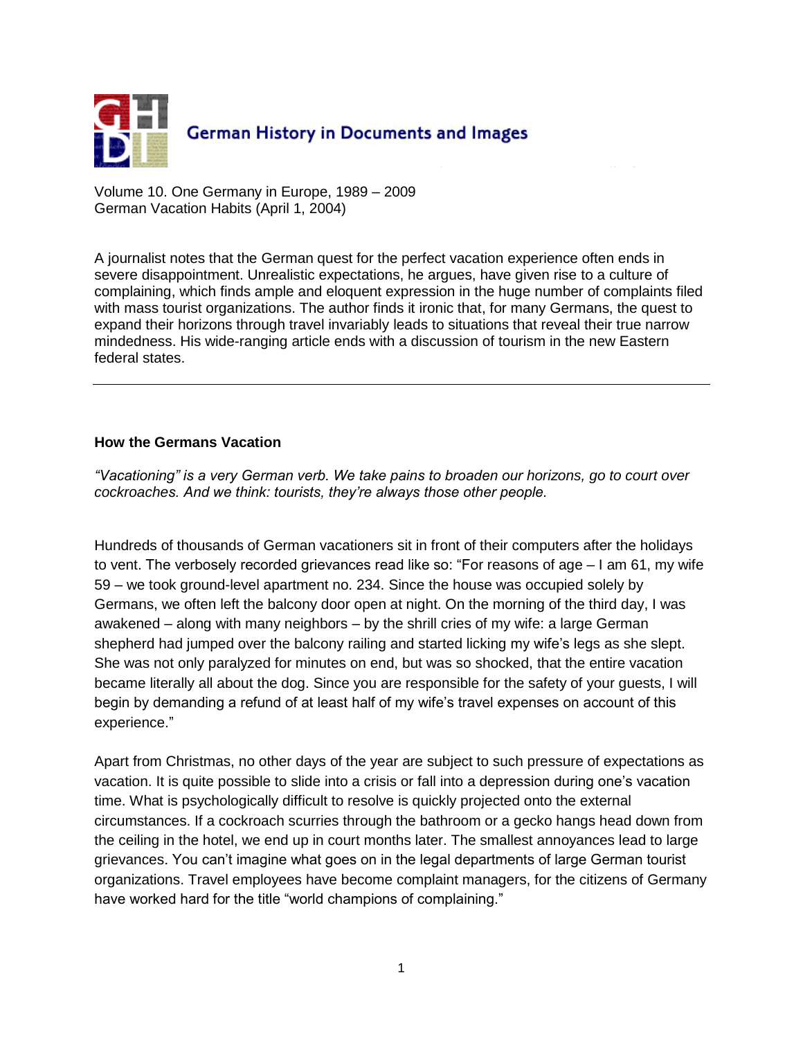German History in Documents and Images

Volume 10. One Germany in Europe, 1989 – 2009
German Vacation Habits (April 1, 2004)

A journalist notes that the German quest for the perfect vacation experience often ends in severe disappointment. Unrealistic expectations, he argues, have given rise to a culture of complaining, which finds ample and eloquent expression in the huge number of complaints filed with mass tourist organizations. The author finds it ironic that, for many Germans, the quest to expand their horizons through travel invariably leads to situations that reveal their true narrow mindedness. His wide-ranging article ends with a discussion of tourism in the new Eastern federal states.

---

**How the Germans Vacation**

*"Vacationing" is a very German verb. We take pains to broaden our horizons, go to court over cockroaches. And we think: tourists, they're always those other people.*

Hundreds of thousands of German vacationers sit in front of their computers after the holidays to vent. The verbosely recorded grievances read like so: "For reasons of age – I am 61, my wife 59 – we took ground-level apartment no. 234. Since the house was occupied solely by Germans, we often left the balcony door open at night. On the morning of the third day, I was awakened – along with many neighbors – by the shrill cries of my wife: a large German shepherd had jumped over the balcony railing and started licking my wife's legs as she slept. She was not only paralyzed for minutes on end, but was so shocked, that the entire vacation became literally all about the dog. Since you are responsible for the safety of your guests, I will begin by demanding a refund of at least half of my wife's travel expenses on account of this experience."

Apart from Christmas, no other days of the year are subject to such pressure of expectations as vacation. It is quite possible to slide into a crisis or fall into a depression during one's vacation time. What is psychologically difficult to resolve is quickly projected onto the external circumstances. If a cockroach scurries through the bathroom or a gecko hangs head down from the ceiling in the hotel, we end up in court months later. The smallest annoyances lead to large grievances. You can't imagine what goes on in the legal departments of large German tourist organizations. Travel employees have become complaint managers, for the citizens of Germany have worked hard for the title "world champions of complaining."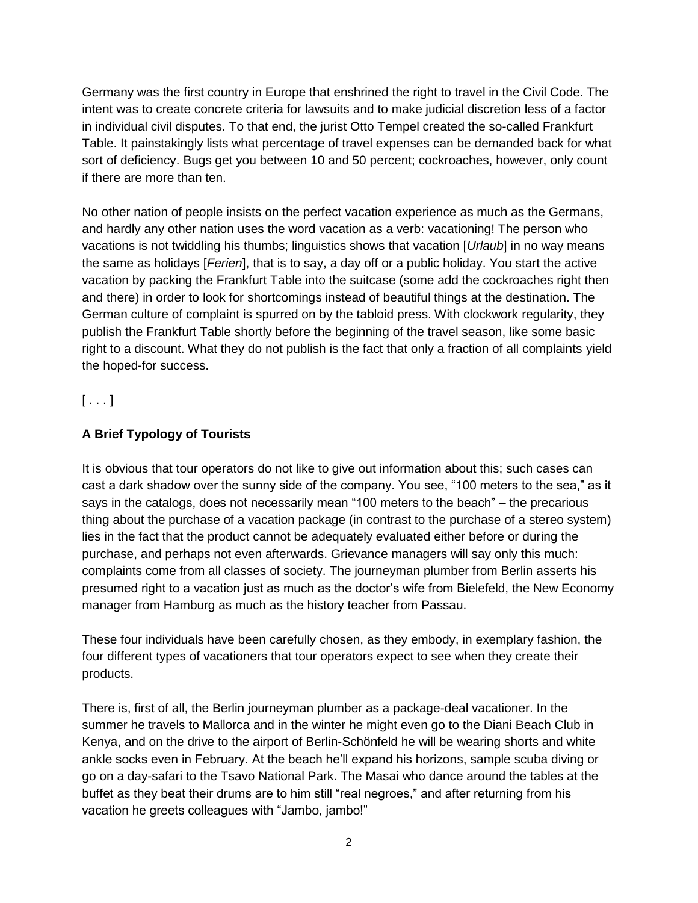Germany was the first country in Europe that enshrined the right to travel in the Civil Code. The intent was to create concrete criteria for lawsuits and to make judicial discretion less of a factor in individual civil disputes. To that end, the jurist Otto Tempel created the so-called Frankfurt Table. It painstakingly lists what percentage of travel expenses can be demanded back for what sort of deficiency. Bugs get you between 10 and 50 percent; cockroaches, however, only count if there are more than ten.

No other nation of people insists on the perfect vacation experience as much as the Germans, and hardly any other nation uses the word vacation as a verb: vacationing! The person who vacations is not twiddling his thumbs; linguistics shows that vacation [*Urlaub*] in no way means the same as holidays [*Ferien*], that is to say, a day off or a public holiday. You start the active vacation by packing the Frankfurt Table into the suitcase (some add the cockroaches right then and there) in order to look for shortcomings instead of beautiful things at the destination. The German culture of complaint is spurred on by the tabloid press. With clockwork regularity, they publish the Frankfurt Table shortly before the beginning of the travel season, like some basic right to a discount. What they do not publish is the fact that only a fraction of all complaints yield the hoped-for success.

[ . . . ]

**A Brief Typology of Tourists**

It is obvious that tour operators do not like to give out information about this; such cases can cast a dark shadow over the sunny side of the company. You see, "100 meters to the sea," as it says in the catalogs, does not necessarily mean "100 meters to the beach" – the precarious thing about the purchase of a vacation package (in contrast to the purchase of a stereo system) lies in the fact that the product cannot be adequately evaluated either before or during the purchase, and perhaps not even afterwards. Grievance managers will say only this much: complaints come from all classes of society. The journeyman plumber from Berlin asserts his presumed right to a vacation just as much as the doctor's wife from Bielefeld, the New Economy manager from Hamburg as much as the history teacher from Passau.

These four individuals have been carefully chosen, as they embody, in exemplary fashion, the four different types of vacationers that tour operators expect to see when they create their products.

There is, first of all, the Berlin journeyman plumber as a package-deal vacationer. In the summer he travels to Mallorca and in the winter he might even go to the Diani Beach Club in Kenya, and on the drive to the airport of Berlin-Schönfeld he will be wearing shorts and white ankle socks even in February. At the beach he'll expand his horizons, sample scuba diving or go on a day-safari to the Tsavo National Park. The Masai who dance around the tables at the buffet as they beat their drums are to him still "real negroes," and after returning from his vacation he greets colleagues with "Jambo, jambo!"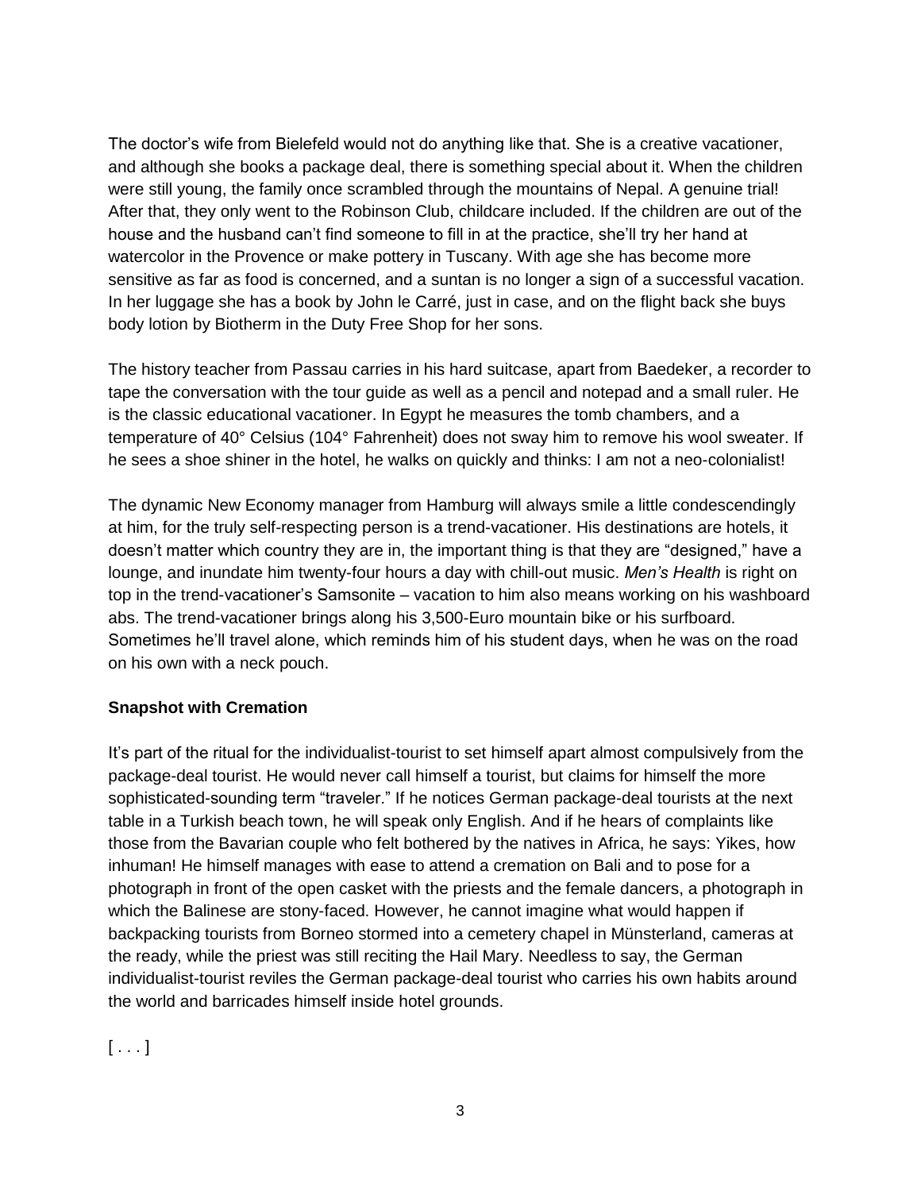The doctor's wife from Bielefeld would not do anything like that. She is a creative vacationer, and although she books a package deal, there is something special about it. When the children were still young, the family once scrambled through the mountains of Nepal. A genuine trial! After that, they only went to the Robinson Club, childcare included. If the children are out of the house and the husband can't find someone to fill in at the practice, she'll try her hand at watercolor in the Provence or make pottery in Tuscany. With age she has become more sensitive as far as food is concerned, and a suntan is no longer a sign of a successful vacation. In her luggage she has a book by John le Carré, just in case, and on the flight back she buys body lotion by Biotherm in the Duty Free Shop for her sons.

The history teacher from Passau carries in his hard suitcase, apart from Baedeker, a recorder to tape the conversation with the tour guide as well as a pencil and notepad and a small ruler. He is the classic educational vacationer. In Egypt he measures the tomb chambers, and a temperature of 40° Celsius (104° Fahrenheit) does not sway him to remove his wool sweater. If he sees a shoe shiner in the hotel, he walks on quickly and thinks: I am not a neo-colonialist!

The dynamic New Economy manager from Hamburg will always smile a little condescendingly at him, for the truly self-respecting person is a trend-vacationer. His destinations are hotels, it doesn't matter which country they are in, the important thing is that they are "designed," have a lounge, and inundate him twenty-four hours a day with chill-out music. *Men's Health* is right on top in the trend-vacationer's Samsonite – vacation to him also means working on his washboard abs. The trend-vacationer brings along his 3,500-Euro mountain bike or his surfboard. Sometimes he'll travel alone, which reminds him of his student days, when he was on the road on his own with a neck pouch.

**Snapshot with Cremation**

It's part of the ritual for the individualist-tourist to set himself apart almost compulsively from the package-deal tourist. He would never call himself a tourist, but claims for himself the more sophisticated-sounding term "traveler." If he notices German package-deal tourists at the next table in a Turkish beach town, he will speak only English. And if he hears of complaints like those from the Bavarian couple who felt bothered by the natives in Africa, he says: Yikes, how inhuman! He himself manages with ease to attend a cremation on Bali and to pose for a photograph in front of the open casket with the priests and the female dancers, a photograph in which the Balinese are stony-faced. However, he cannot imagine what would happen if backpacking tourists from Borneo stormed into a cemetery chapel in Münsterland, cameras at the ready, while the priest was still reciting the Hail Mary. Needless to say, the German individualist-tourist reviles the German package-deal tourist who carries his own habits around the world and barricades himself inside hotel grounds.

[ . . . ]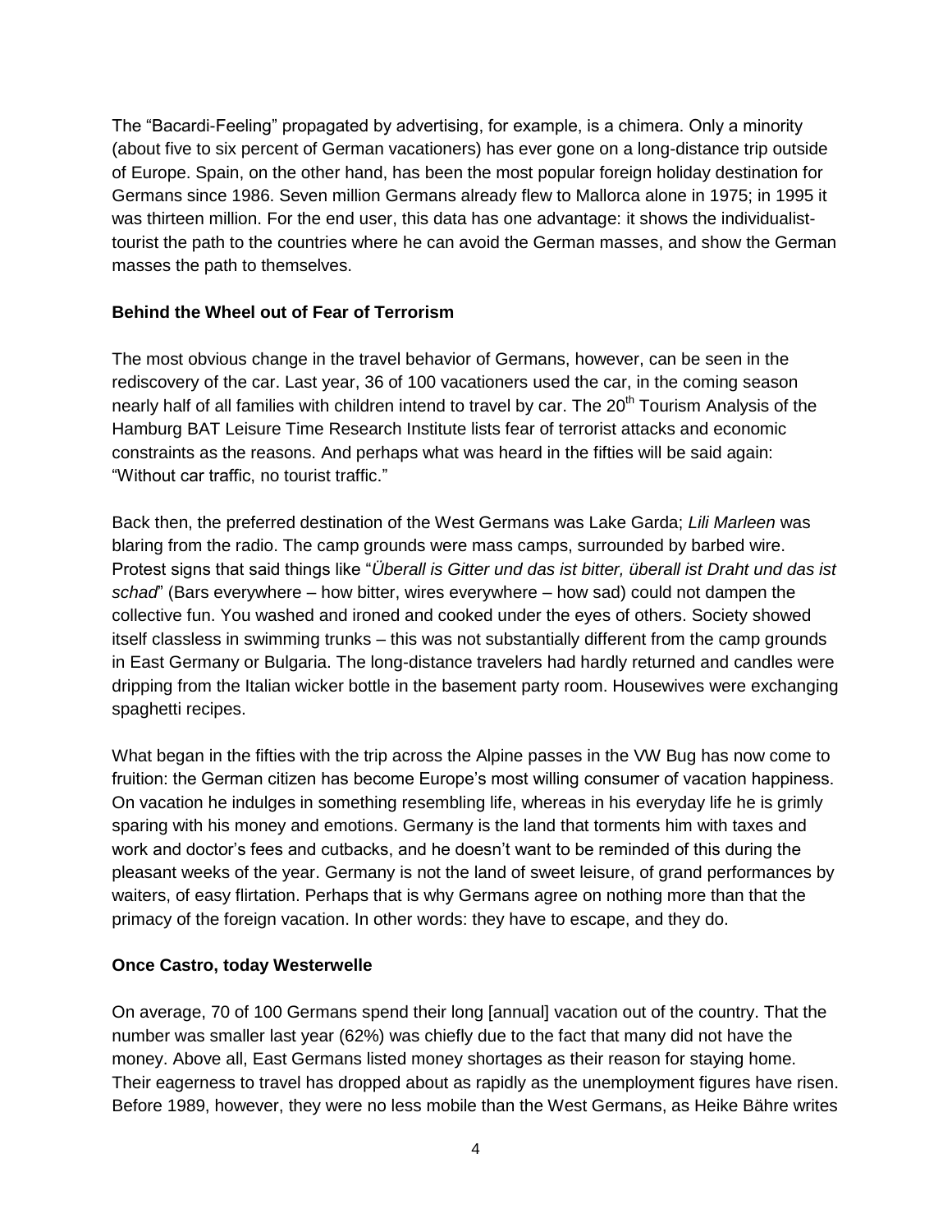The “Bacardi-Feeling” propagated by advertising, for example, is a chimera. Only a minority (about five to six percent of German vacationers) has ever gone on a long-distance trip outside of Europe. Spain, on the other hand, has been the most popular foreign holiday destination for Germans since 1986. Seven million Germans already flew to Mallorca alone in 1975; in 1995 it was thirteen million. For the end user, this data has one advantage: it shows the individualist-tourist the path to the countries where he can avoid the German masses, and show the German masses the path to themselves.

**Behind the Wheel out of Fear of Terrorism**

The most obvious change in the travel behavior of Germans, however, can be seen in the rediscovery of the car. Last year, 36 of 100 vacationers used the car, in the coming season nearly half of all families with children intend to travel by car. The 20th Tourism Analysis of the Hamburg BAT Leisure Time Research Institute lists fear of terrorist attacks and economic constraints as the reasons. And perhaps what was heard in the fifties will be said again: “Without car traffic, no tourist traffic.”

Back then, the preferred destination of the West Germans was Lake Garda; *Lili Marleen* was blaring from the radio. The camp grounds were mass camps, surrounded by barbed wire. Protest signs that said things like “*Überall is Gitter und das ist bitter, überall ist Draht und das ist schad*” (Bars everywhere – how bitter, wires everywhere – how sad) could not dampen the collective fun. You washed and ironed and cooked under the eyes of others. Society showed itself classless in swimming trunks – this was not substantially different from the camp grounds in East Germany or Bulgaria. The long-distance travelers had hardly returned and candles were dripping from the Italian wicker bottle in the basement party room. Housewives were exchanging spaghetti recipes.

What began in the fifties with the trip across the Alpine passes in the VW Bug has now come to fruition: the German citizen has become Europe’s most willing consumer of vacation happiness. On vacation he indulges in something resembling life, whereas in his everyday life he is grimly sparing with his money and emotions. Germany is the land that torments him with taxes and work and doctor’s fees and cutbacks, and he doesn’t want to be reminded of this during the pleasant weeks of the year. Germany is not the land of sweet leisure, of grand performances by waiters, of easy flirtation. Perhaps that is why Germans agree on nothing more than that the primacy of the foreign vacation. In other words: they have to escape, and they do.

**Once Castro, today Westerwelle**

On average, 70 of 100 Germans spend their long [annual] vacation out of the country. That the number was smaller last year (62%) was chiefly due to the fact that many did not have the money. Above all, East Germans listed money shortages as their reason for staying home. Their eagerness to travel has dropped about as rapidly as the unemployment figures have risen. Before 1989, however, they were no less mobile than the West Germans, as Heike Bähre writes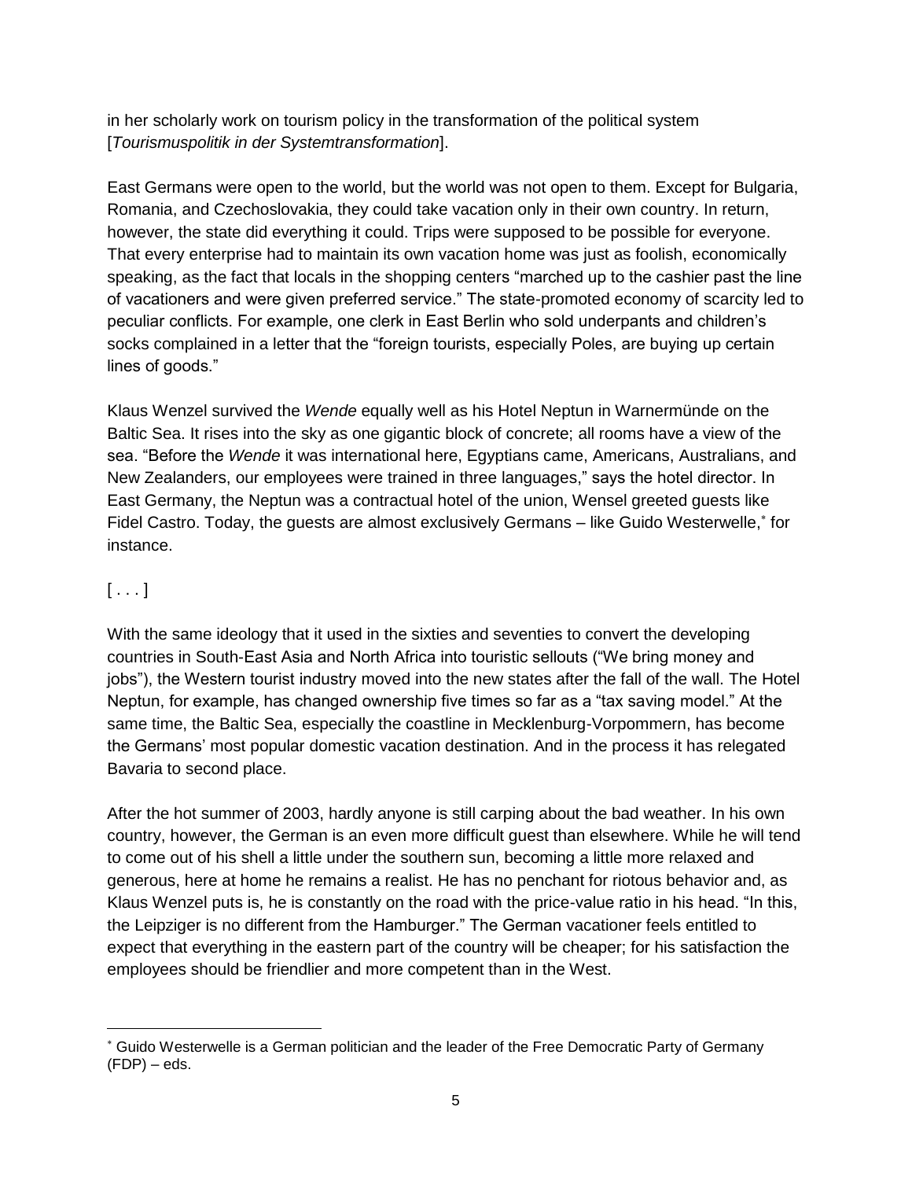in her scholarly work on tourism policy in the transformation of the political system [*Tourismuspolitik in der Systemtransformation*].

East Germans were open to the world, but the world was not open to them. Except for Bulgaria, Romania, and Czechoslovakia, they could take vacation only in their own country. In return, however, the state did everything it could. Trips were supposed to be possible for everyone. That every enterprise had to maintain its own vacation home was just as foolish, economically speaking, as the fact that locals in the shopping centers "marched up to the cashier past the line of vacationers and were given preferred service." The state-promoted economy of scarcity led to peculiar conflicts. For example, one clerk in East Berlin who sold underpants and children's socks complained in a letter that the "foreign tourists, especially Poles, are buying up certain lines of goods."

Klaus Wenzel survived the *Wende* equally well as his Hotel Neptun in Warnermünde on the Baltic Sea. It rises into the sky as one gigantic block of concrete; all rooms have a view of the sea. "Before the *Wende* it was international here, Egyptians came, Americans, Australians, and New Zealanders, our employees were trained in three languages," says the hotel director. In East Germany, the Neptun was a contractual hotel of the union, Wensel greeted guests like Fidel Castro. Today, the guests are almost exclusively Germans – like Guido Westerwelle,* for instance.

[ . . . ]

With the same ideology that it used in the sixties and seventies to convert the developing countries in South-East Asia and North Africa into touristic sellouts ("We bring money and jobs"), the Western tourist industry moved into the new states after the fall of the wall. The Hotel Neptun, for example, has changed ownership five times so far as a "tax saving model." At the same time, the Baltic Sea, especially the coastline in Mecklenburg-Vorpommern, has become the Germans' most popular domestic vacation destination. And in the process it has relegated Bavaria to second place.

After the hot summer of 2003, hardly anyone is still carping about the bad weather. In his own country, however, the German is an even more difficult guest than elsewhere. While he will tend to come out of his shell a little under the southern sun, becoming a little more relaxed and generous, here at home he remains a realist. He has no penchant for riotous behavior and, as Klaus Wenzel puts is, he is constantly on the road with the price-value ratio in his head. "In this, the Leipziger is no different from the Hamburger." The German vacationer feels entitled to expect that everything in the eastern part of the country will be cheaper; for his satisfaction the employees should be friendlier and more competent than in the West.

---

* Guido Westerwelle is a German politician and the leader of the Free Democratic Party of Germany (FDP) – eds.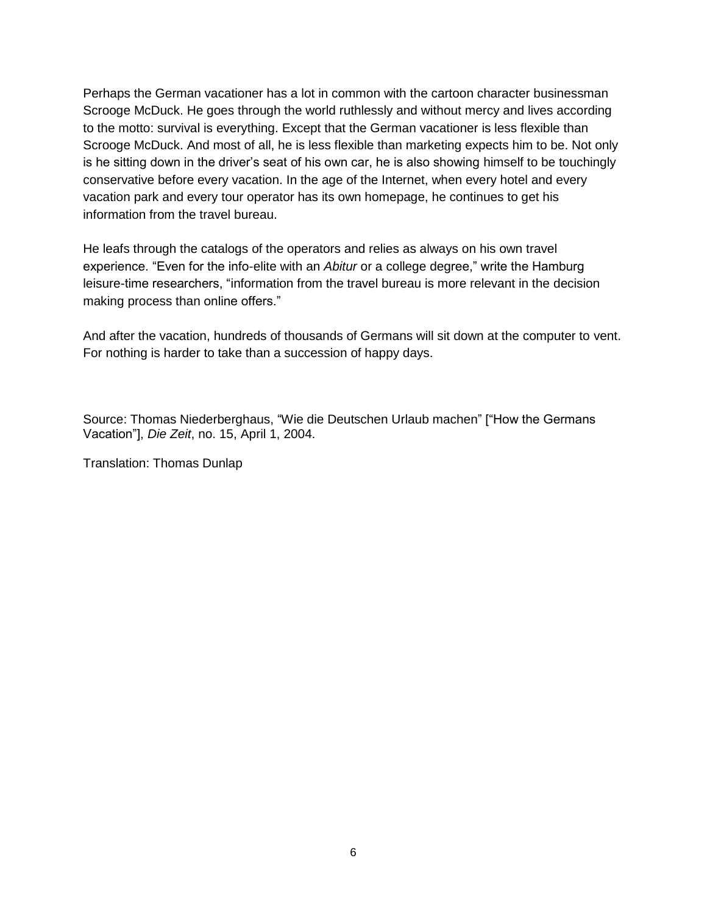Perhaps the German vacationer has a lot in common with the cartoon character businessman Scrooge McDuck. He goes through the world ruthlessly and without mercy and lives according to the motto: survival is everything. Except that the German vacationer is less flexible than Scrooge McDuck. And most of all, he is less flexible than marketing expects him to be. Not only is he sitting down in the driver's seat of his own car, he is also showing himself to be touchingly conservative before every vacation. In the age of the Internet, when every hotel and every vacation park and every tour operator has its own homepage, he continues to get his information from the travel bureau.

He leafs through the catalogs of the operators and relies as always on his own travel experience. "Even for the info-elite with an *Abitur* or a college degree," write the Hamburg leisure-time researchers, "information from the travel bureau is more relevant in the decision making process than online offers."

And after the vacation, hundreds of thousands of Germans will sit down at the computer to vent. For nothing is harder to take than a succession of happy days.

Source: Thomas Niederberghaus, "Wie die Deutschen Urlaub machen" ["How the Germans Vacation"], *Die Zeit*, no. 15, April 1, 2004.

Translation: Thomas Dunlap